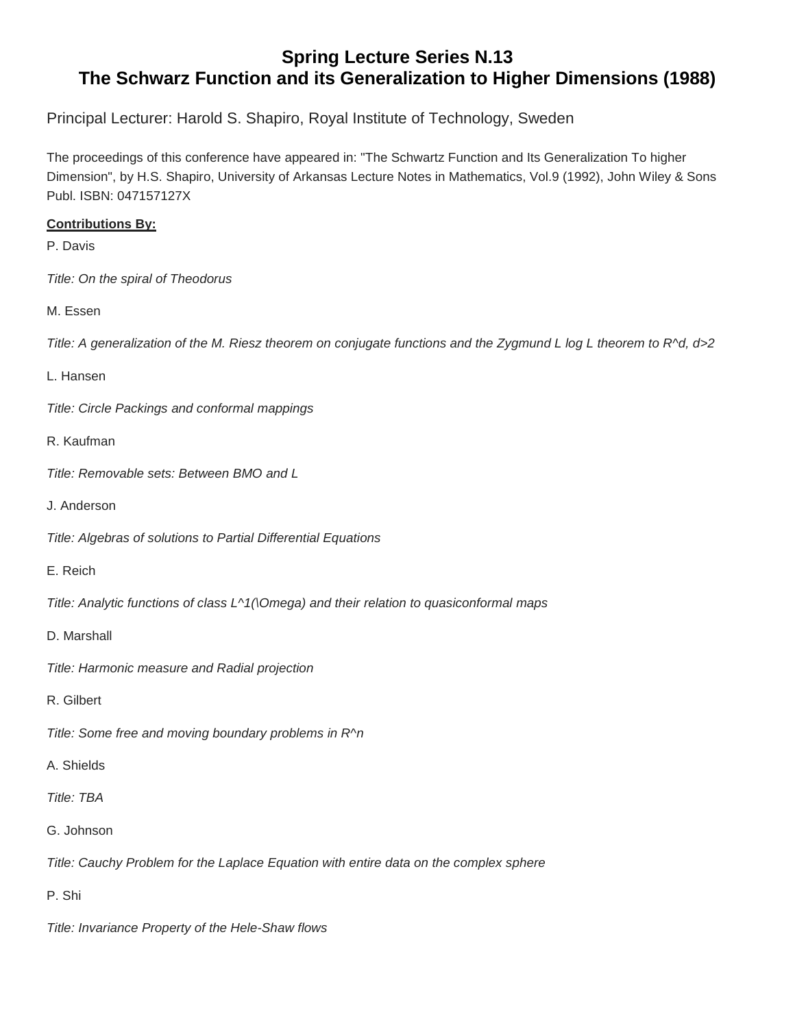# Spring Lecture Series N.13
# The Schwarz Function and its Generalization to Higher Dimensions (1988)

Principal Lecturer: Harold S. Shapiro, Royal Institute of Technology, Sweden

The proceedings of this conference have appeared in: "The Schwartz Function and Its Generalization To higher Dimension", by H.S. Shapiro, University of Arkansas Lecture Notes in Mathematics, Vol.9 (1992), John Wiley & Sons Publ. ISBN: 047157127X

**Contributions By:**

P. Davis

*Title: On the spiral of Theodorus*

M. Essen

*Title: A generalization of the M. Riesz theorem on conjugate functions and the Zygmund L log L theorem to $R^d$, $d>2$*

L. Hansen

*Title: Circle Packings and conformal mappings*

R. Kaufman

*Title: Removable sets: Between BMO and L*

J. Anderson

*Title: Algebras of solutions to Partial Differential Equations*

E. Reich

*Title: Analytic functions of class $L^1(\Omega)$ and their relation to quasiconformal maps*

D. Marshall

*Title: Harmonic measure and Radial projection*

R. Gilbert

*Title: Some free and moving boundary problems in $R^n$*

A. Shields

*Title: TBA*

G. Johnson

*Title: Cauchy Problem for the Laplace Equation with entire data on the complex sphere*

P. Shi

*Title: Invariance Property of the Hele-Shaw flows*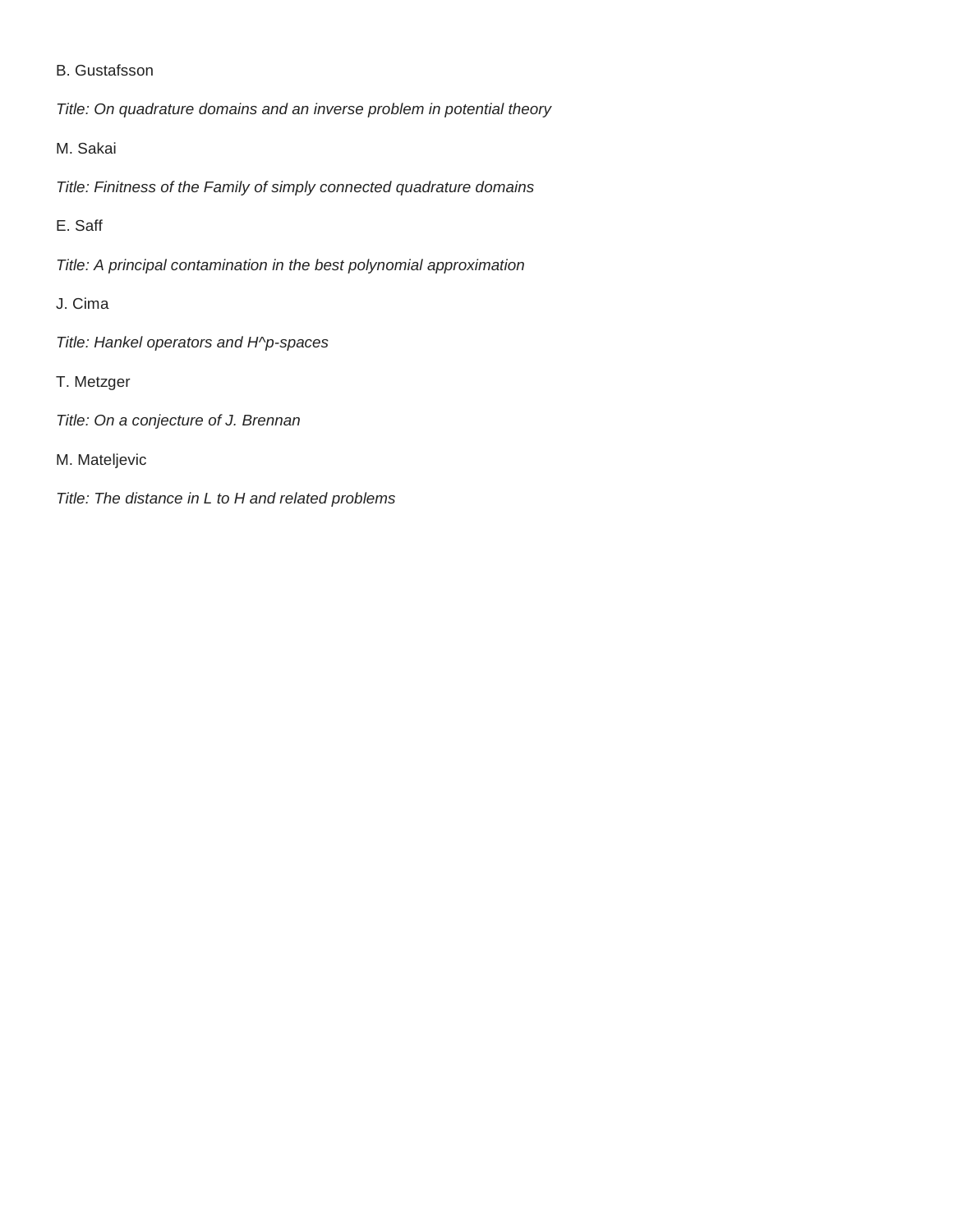B. Gustafsson

*Title: On quadrature domains and an inverse problem in potential theory*

M. Sakai

*Title: Finitness of the Family of simply connected quadrature domains*

E. Saff

*Title: A principal contamination in the best polynomial approximation*

J. Cima

*Title: Hankel operators and $H^p$-spaces*

T. Metzger

*Title: On a conjecture of J. Brennan*

M. Mateljevic

*Title: The distance in L to H and related problems*